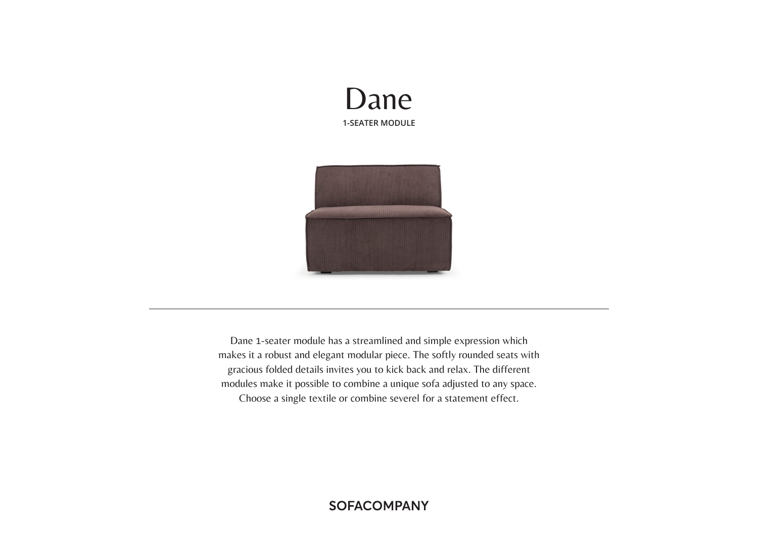# Dane

**1-SEATER MODULE**

---

Dane 1-seater module has a streamlined and simple expression which makes it a robust and elegant modular piece. The softly rounded seats with gracious folded details invites you to kick back and relax. The different modules make it possible to combine a unique sofa adjusted to any space. Choose a single textile or combine severel for a statement effect.

**SOFACOMPANY**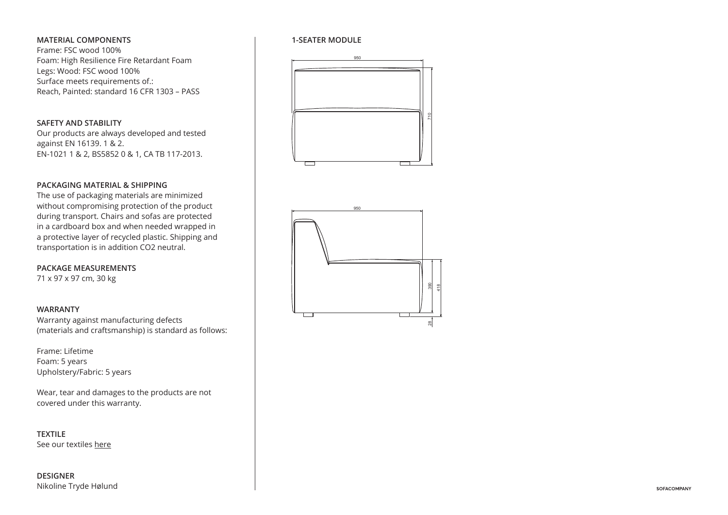## MATERIAL COMPONENTS

Frame: FSC wood 100%
Foam: High Resilience Fire Retardant Foam
Legs: Wood: FSC wood 100%
Surface meets requirements of.:
Reach, Painted: standard 16 CFR 1303 – PASS

## SAFETY AND STABILITY

Our products are always developed and tested against EN 16139. 1 & 2.
EN-1021 1 & 2, BS5852 0 & 1, CA TB 117-2013.

## PACKAGING MATERIAL & SHIPPING

The use of packaging materials are minimized without compromising protection of the product during transport. Chairs and sofas are protected in a cardboard box and when needed wrapped in a protective layer of recycled plastic. Shipping and transportation is in addition CO2 neutral.

## PACKAGE MEASUREMENTS

71 x 97 x 97 cm, 30 kg

## WARRANTY

Warranty against manufacturing defects (materials and craftsmanship) is standard as follows:

Frame: Lifetime
Foam: 5 years
Upholstery/Fabric: 5 years

Wear, tear and damages to the products are not covered under this warranty.

## TEXTILE

See our textiles here

## DESIGNER

Nikoline Tryde Hølund

## 1-SEATER MODULE

950

710

950

390

418

28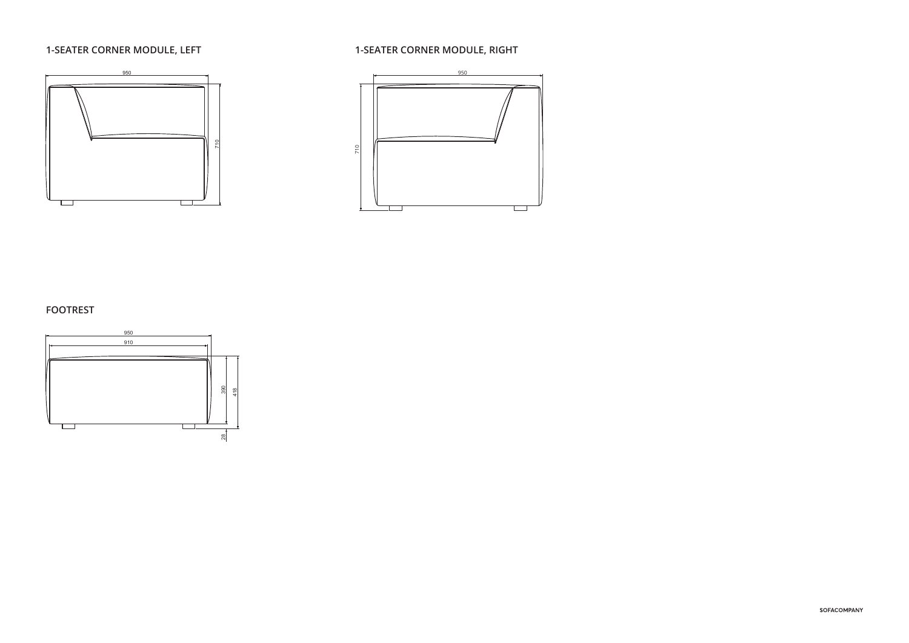## 1-SEATER CORNER MODULE, LEFT

950

710

## 1-SEATER CORNER MODULE, RIGHT

950

710

## FOOTREST

950

910

390

418

28